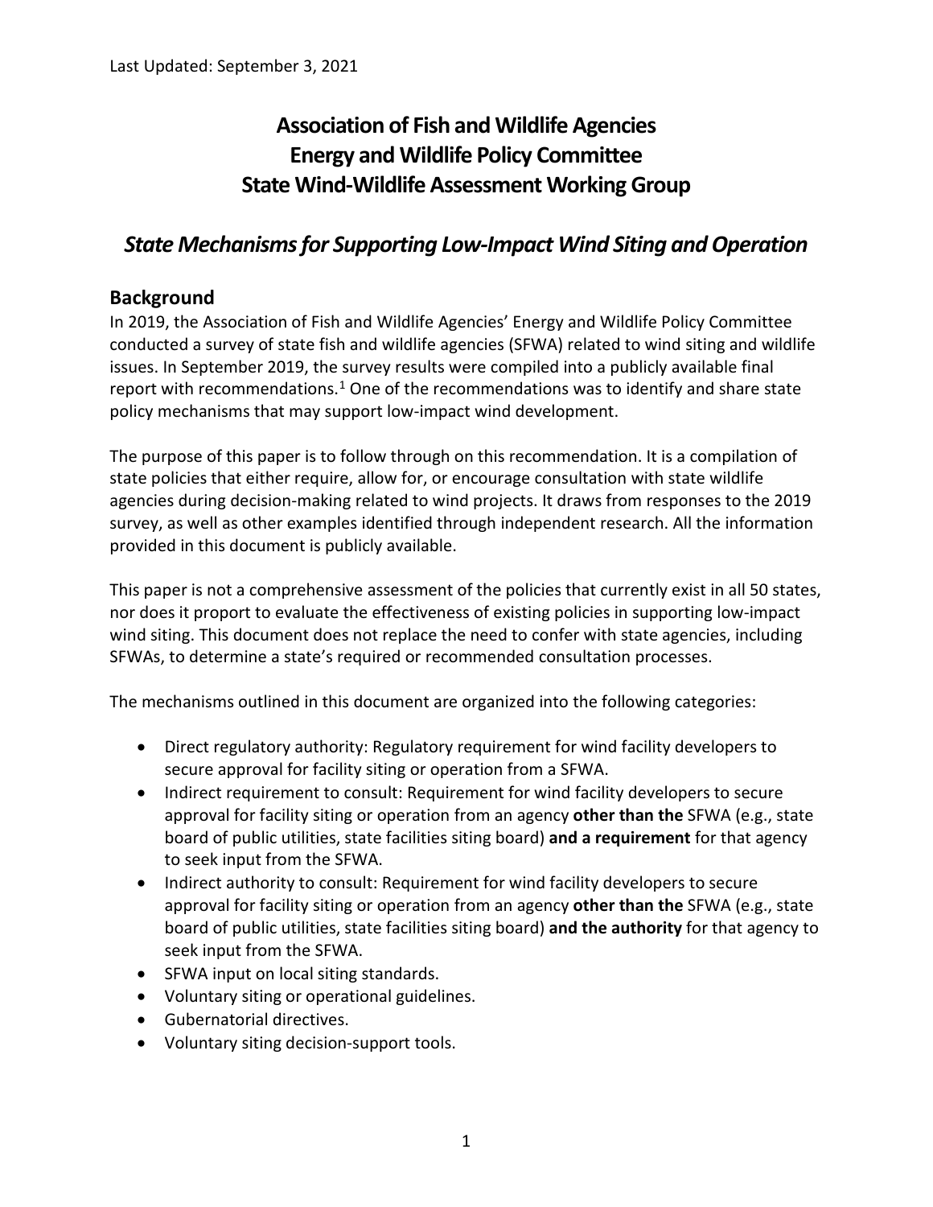Last Updated: September 3, 2021

# Association of Fish and Wildlife Agencies
# Energy and Wildlife Policy Committee
# State Wind-Wildlife Assessment Working Group

## *State Mechanisms for Supporting Low-Impact Wind Siting and Operation*

### Background

In 2019, the Association of Fish and Wildlife Agencies' Energy and Wildlife Policy Committee conducted a survey of state fish and wildlife agencies (SFWA) related to wind siting and wildlife issues. In September 2019, the survey results were compiled into a publicly available final report with recommendations.[1] One of the recommendations was to identify and share state policy mechanisms that may support low-impact wind development.

The purpose of this paper is to follow through on this recommendation. It is a compilation of state policies that either require, allow for, or encourage consultation with state wildlife agencies during decision-making related to wind projects. It draws from responses to the 2019 survey, as well as other examples identified through independent research. All the information provided in this document is publicly available.

This paper is not a comprehensive assessment of the policies that currently exist in all 50 states, nor does it proport to evaluate the effectiveness of existing policies in supporting low-impact wind siting. This document does not replace the need to confer with state agencies, including SFWAs, to determine a state's required or recommended consultation processes.

The mechanisms outlined in this document are organized into the following categories:

- Direct regulatory authority: Regulatory requirement for wind facility developers to secure approval for facility siting or operation from a SFWA.
- Indirect requirement to consult: Requirement for wind facility developers to secure approval for facility siting or operation from an agency **other than the** SFWA (e.g., state board of public utilities, state facilities siting board) **and a requirement** for that agency to seek input from the SFWA.
- Indirect authority to consult: Requirement for wind facility developers to secure approval for facility siting or operation from an agency **other than the** SFWA (e.g., state board of public utilities, state facilities siting board) **and the authority** for that agency to seek input from the SFWA.
- SFWA input on local siting standards.
- Voluntary siting or operational guidelines.
- Gubernatorial directives.
- Voluntary siting decision-support tools.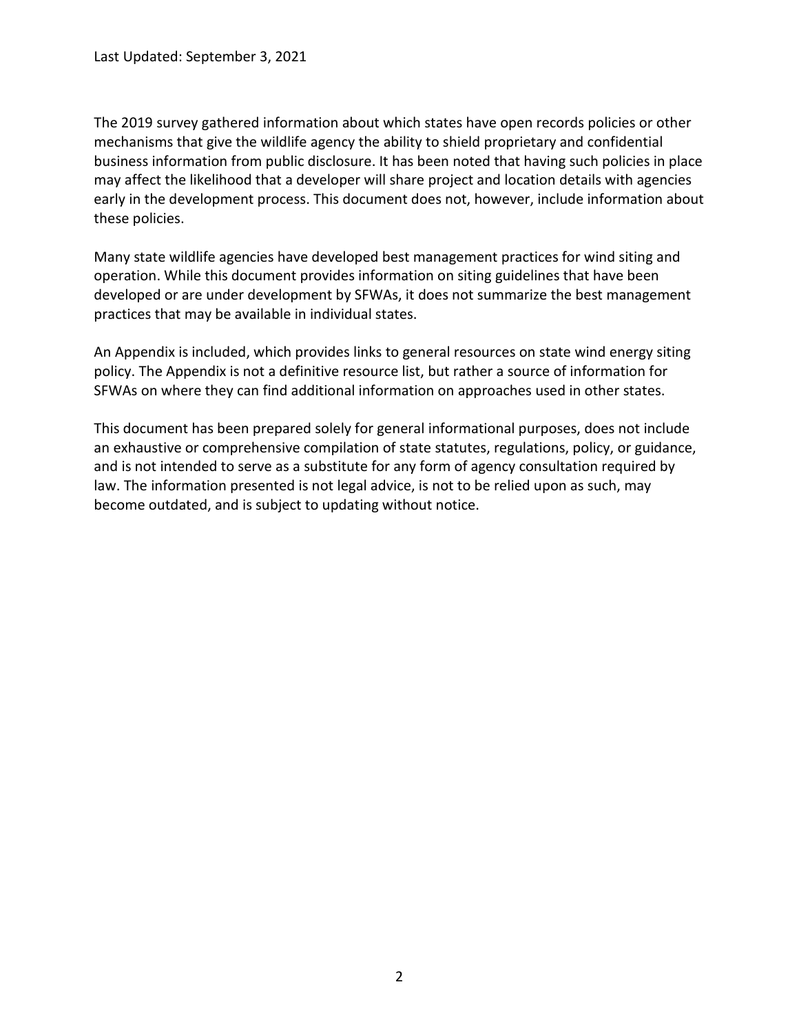Last Updated: September 3, 2021

The 2019 survey gathered information about which states have open records policies or other mechanisms that give the wildlife agency the ability to shield proprietary and confidential business information from public disclosure. It has been noted that having such policies in place may affect the likelihood that a developer will share project and location details with agencies early in the development process. This document does not, however, include information about these policies.

Many state wildlife agencies have developed best management practices for wind siting and operation. While this document provides information on siting guidelines that have been developed or are under development by SFWAs, it does not summarize the best management practices that may be available in individual states.

An Appendix is included, which provides links to general resources on state wind energy siting policy. The Appendix is not a definitive resource list, but rather a source of information for SFWAs on where they can find additional information on approaches used in other states.

This document has been prepared solely for general informational purposes, does not include an exhaustive or comprehensive compilation of state statutes, regulations, policy, or guidance, and is not intended to serve as a substitute for any form of agency consultation required by law. The information presented is not legal advice, is not to be relied upon as such, may become outdated, and is subject to updating without notice.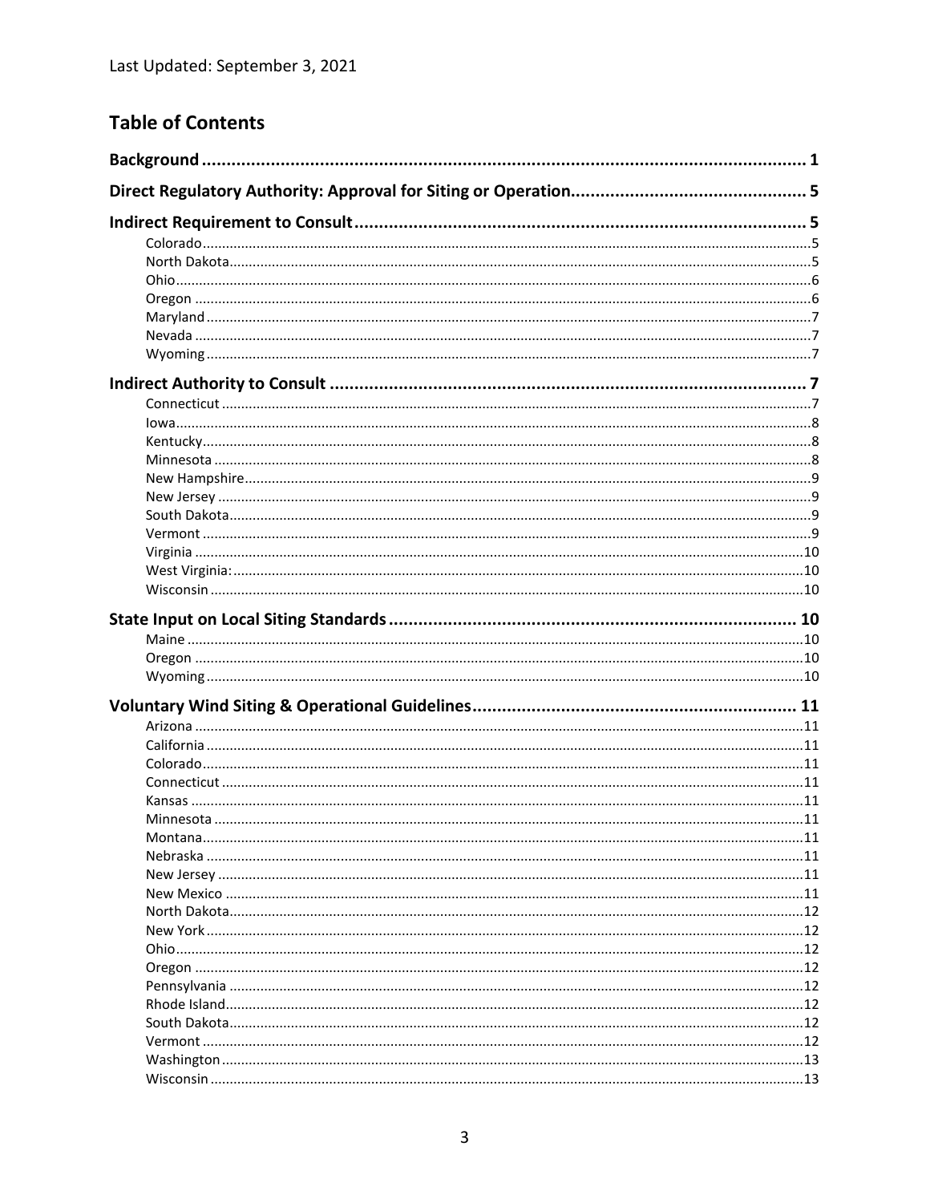Last Updated: September 3, 2021

## Table of Contents

**Background** ... 1

**Direct Regulatory Authority: Approval for Siting or Operation** ... 5

**Indirect Requirement to Consult** ... 5

- Colorado ... 5
- North Dakota ... 5
- Ohio ... 6
- Oregon ... 6
- Maryland ... 7
- Nevada ... 7
- Wyoming ... 7

**Indirect Authority to Consult** ... 7

- Connecticut ... 7
- Iowa ... 8
- Kentucky ... 8
- Minnesota ... 8
- New Hampshire ... 9
- New Jersey ... 9
- South Dakota ... 9
- Vermont ... 9
- Virginia ... 10
- West Virginia: ... 10
- Wisconsin ... 10

**State Input on Local Siting Standards** ... 10

- Maine ... 10
- Oregon ... 10
- Wyoming ... 10

**Voluntary Wind Siting & Operational Guidelines** ... 11

- Arizona ... 11
- California ... 11
- Colorado ... 11
- Connecticut ... 11
- Kansas ... 11
- Minnesota ... 11
- Montana ... 11
- Nebraska ... 11
- New Jersey ... 11
- New Mexico ... 11
- North Dakota ... 12
- New York ... 12
- Ohio ... 12
- Oregon ... 12
- Pennsylvania ... 12
- Rhode Island ... 12
- South Dakota ... 12
- Vermont ... 12
- Washington ... 13
- Wisconsin ... 13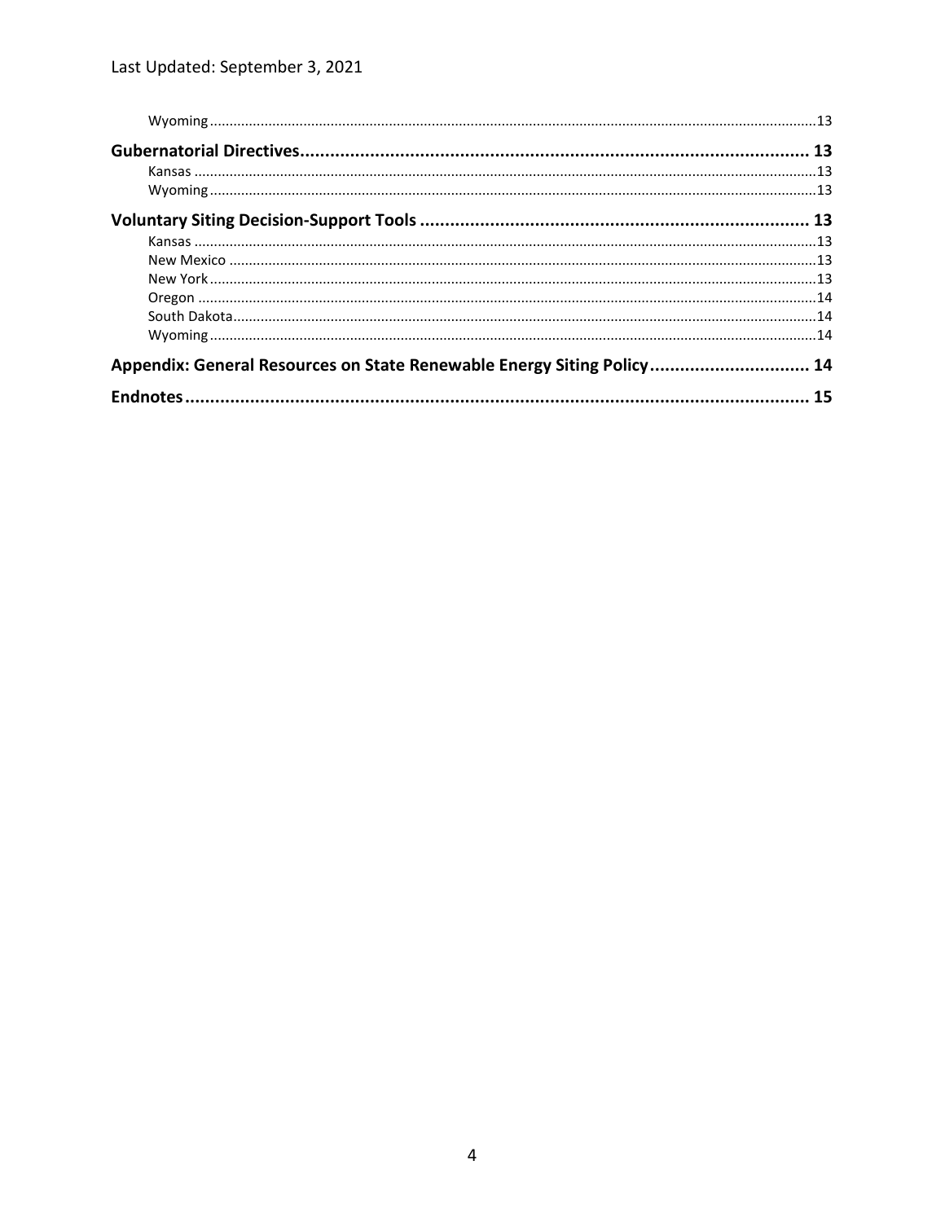Last Updated: September 3, 2021

Wyoming ....................................................................................................................................................13

**Gubernatorial Directives.................................................................................................... 13**

Kansas ......................................................................................................................................................13

Wyoming ....................................................................................................................................................13

**Voluntary Siting Decision-Support Tools ............................................................................. 13**

Kansas ......................................................................................................................................................13

New Mexico ...............................................................................................................................................13

New York ....................................................................................................................................................13

Oregon ......................................................................................................................................................14

South Dakota ..............................................................................................................................................14

Wyoming ....................................................................................................................................................14

**Appendix: General Resources on State Renewable Energy Siting Policy ............................... 14**

**Endnotes ........................................................................................................................... 15**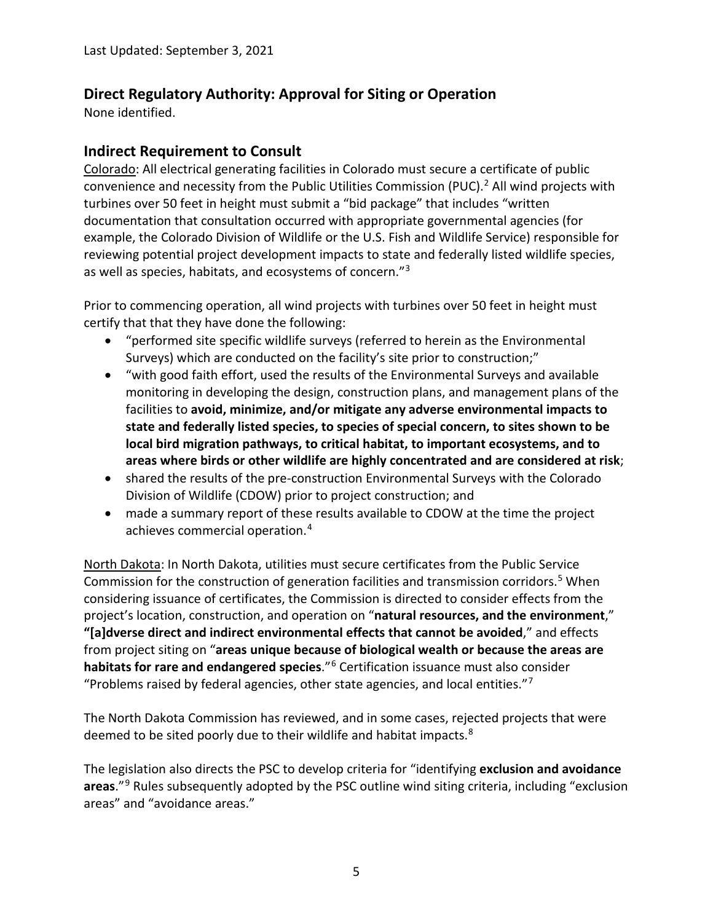Last Updated: September 3, 2021

## Direct Regulatory Authority: Approval for Siting or Operation

None identified.

## Indirect Requirement to Consult

Colorado: All electrical generating facilities in Colorado must secure a certificate of public convenience and necessity from the Public Utilities Commission (PUC).[2] All wind projects with turbines over 50 feet in height must submit a "bid package" that includes "written documentation that consultation occurred with appropriate governmental agencies (for example, the Colorado Division of Wildlife or the U.S. Fish and Wildlife Service) responsible for reviewing potential project development impacts to state and federally listed wildlife species, as well as species, habitats, and ecosystems of concern."[3]

Prior to commencing operation, all wind projects with turbines over 50 feet in height must certify that that they have done the following:

- "performed site specific wildlife surveys (referred to herein as the Environmental Surveys) which are conducted on the facility's site prior to construction;"
- "with good faith effort, used the results of the Environmental Surveys and available monitoring in developing the design, construction plans, and management plans of the facilities to **avoid, minimize, and/or mitigate any adverse environmental impacts to state and federally listed species, to species of special concern, to sites shown to be local bird migration pathways, to critical habitat, to important ecosystems, and to areas where birds or other wildlife are highly concentrated and are considered at risk**;
- shared the results of the pre-construction Environmental Surveys with the Colorado Division of Wildlife (CDOW) prior to project construction; and
- made a summary report of these results available to CDOW at the time the project achieves commercial operation.[4]

North Dakota: In North Dakota, utilities must secure certificates from the Public Service Commission for the construction of generation facilities and transmission corridors.[5] When considering issuance of certificates, the Commission is directed to consider effects from the project's location, construction, and operation on "**natural resources, and the environment**," **"[a]dverse direct and indirect environmental effects that cannot be avoided**," and effects from project siting on "**areas unique because of biological wealth or because the areas are habitats for rare and endangered species**."[6] Certification issuance must also consider "Problems raised by federal agencies, other state agencies, and local entities."[7]

The North Dakota Commission has reviewed, and in some cases, rejected projects that were deemed to be sited poorly due to their wildlife and habitat impacts.[8]

The legislation also directs the PSC to develop criteria for "identifying **exclusion and avoidance areas**."[9] Rules subsequently adopted by the PSC outline wind siting criteria, including "exclusion areas" and "avoidance areas."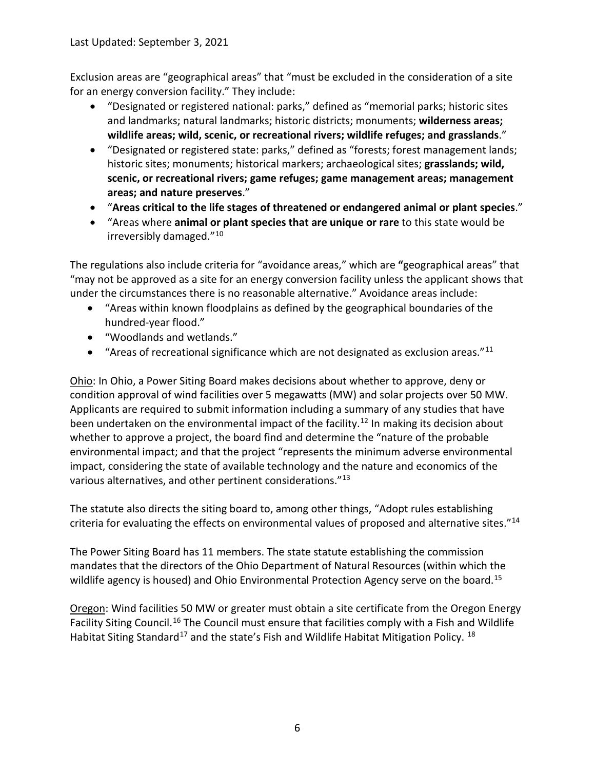Last Updated: September 3, 2021

Exclusion areas are "geographical areas" that "must be excluded in the consideration of a site for an energy conversion facility." They include:

- "Designated or registered national: parks," defined as "memorial parks; historic sites and landmarks; natural landmarks; historic districts; monuments; **wilderness areas; wildlife areas; wild, scenic, or recreational rivers; wildlife refuges; and grasslands**."
- "Designated or registered state: parks," defined as "forests; forest management lands; historic sites; monuments; historical markers; archaeological sites; **grasslands; wild, scenic, or recreational rivers; game refuges; game management areas; management areas; and nature preserves**."
- "**Areas critical to the life stages of threatened or endangered animal or plant species**."
- "Areas where **animal or plant species that are unique or rare** to this state would be irreversibly damaged."[10]

The regulations also include criteria for "avoidance areas," which are **"**geographical areas" that "may not be approved as a site for an energy conversion facility unless the applicant shows that under the circumstances there is no reasonable alternative." Avoidance areas include:

- "Areas within known floodplains as defined by the geographical boundaries of the hundred-year flood."
- "Woodlands and wetlands."
- "Areas of recreational significance which are not designated as exclusion areas."[11]

<u>Ohio</u>: In Ohio, a Power Siting Board makes decisions about whether to approve, deny or condition approval of wind facilities over 5 megawatts (MW) and solar projects over 50 MW. Applicants are required to submit information including a summary of any studies that have been undertaken on the environmental impact of the facility.[12] In making its decision about whether to approve a project, the board find and determine the "nature of the probable environmental impact; and that the project "represents the minimum adverse environmental impact, considering the state of available technology and the nature and economics of the various alternatives, and other pertinent considerations."[13]

The statute also directs the siting board to, among other things, "Adopt rules establishing criteria for evaluating the effects on environmental values of proposed and alternative sites."[14]

The Power Siting Board has 11 members. The state statute establishing the commission mandates that the directors of the Ohio Department of Natural Resources (within which the wildlife agency is housed) and Ohio Environmental Protection Agency serve on the board.[15]

<u>Oregon</u>: Wind facilities 50 MW or greater must obtain a site certificate from the Oregon Energy Facility Siting Council.[16] The Council must ensure that facilities comply with a Fish and Wildlife Habitat Siting Standard[17] and the state's Fish and Wildlife Habitat Mitigation Policy. [18]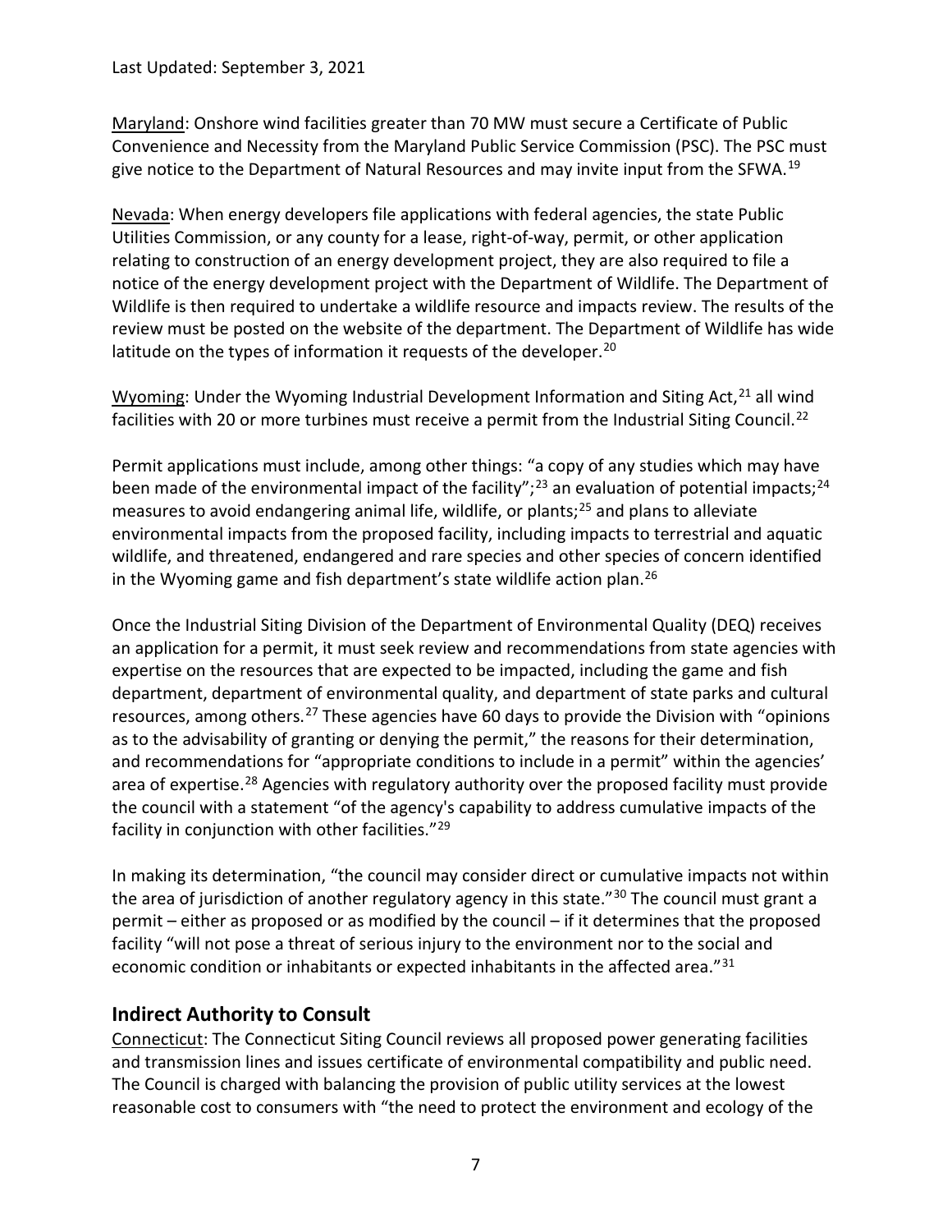Maryland: Onshore wind facilities greater than 70 MW must secure a Certificate of Public Convenience and Necessity from the Maryland Public Service Commission (PSC). The PSC must give notice to the Department of Natural Resources and may invite input from the SFWA.[19]

Nevada: When energy developers file applications with federal agencies, the state Public Utilities Commission, or any county for a lease, right-of-way, permit, or other application relating to construction of an energy development project, they are also required to file a notice of the energy development project with the Department of Wildlife. The Department of Wildlife is then required to undertake a wildlife resource and impacts review. The results of the review must be posted on the website of the department. The Department of Wildlife has wide latitude on the types of information it requests of the developer.[20]

Wyoming: Under the Wyoming Industrial Development Information and Siting Act,[21] all wind facilities with 20 or more turbines must receive a permit from the Industrial Siting Council.[22]

Permit applications must include, among other things: "a copy of any studies which may have been made of the environmental impact of the facility";[23] an evaluation of potential impacts;[24] measures to avoid endangering animal life, wildlife, or plants;[25] and plans to alleviate environmental impacts from the proposed facility, including impacts to terrestrial and aquatic wildlife, and threatened, endangered and rare species and other species of concern identified in the Wyoming game and fish department's state wildlife action plan.[26]

Once the Industrial Siting Division of the Department of Environmental Quality (DEQ) receives an application for a permit, it must seek review and recommendations from state agencies with expertise on the resources that are expected to be impacted, including the game and fish department, department of environmental quality, and department of state parks and cultural resources, among others.[27] These agencies have 60 days to provide the Division with "opinions as to the advisability of granting or denying the permit," the reasons for their determination, and recommendations for "appropriate conditions to include in a permit" within the agencies' area of expertise.[28] Agencies with regulatory authority over the proposed facility must provide the council with a statement "of the agency's capability to address cumulative impacts of the facility in conjunction with other facilities."[29]

In making its determination, "the council may consider direct or cumulative impacts not within the area of jurisdiction of another regulatory agency in this state."[30] The council must grant a permit – either as proposed or as modified by the council – if it determines that the proposed facility "will not pose a threat of serious injury to the environment nor to the social and economic condition or inhabitants or expected inhabitants in the affected area."[31]

## Indirect Authority to Consult

Connecticut: The Connecticut Siting Council reviews all proposed power generating facilities and transmission lines and issues certificate of environmental compatibility and public need. The Council is charged with balancing the provision of public utility services at the lowest reasonable cost to consumers with "the need to protect the environment and ecology of the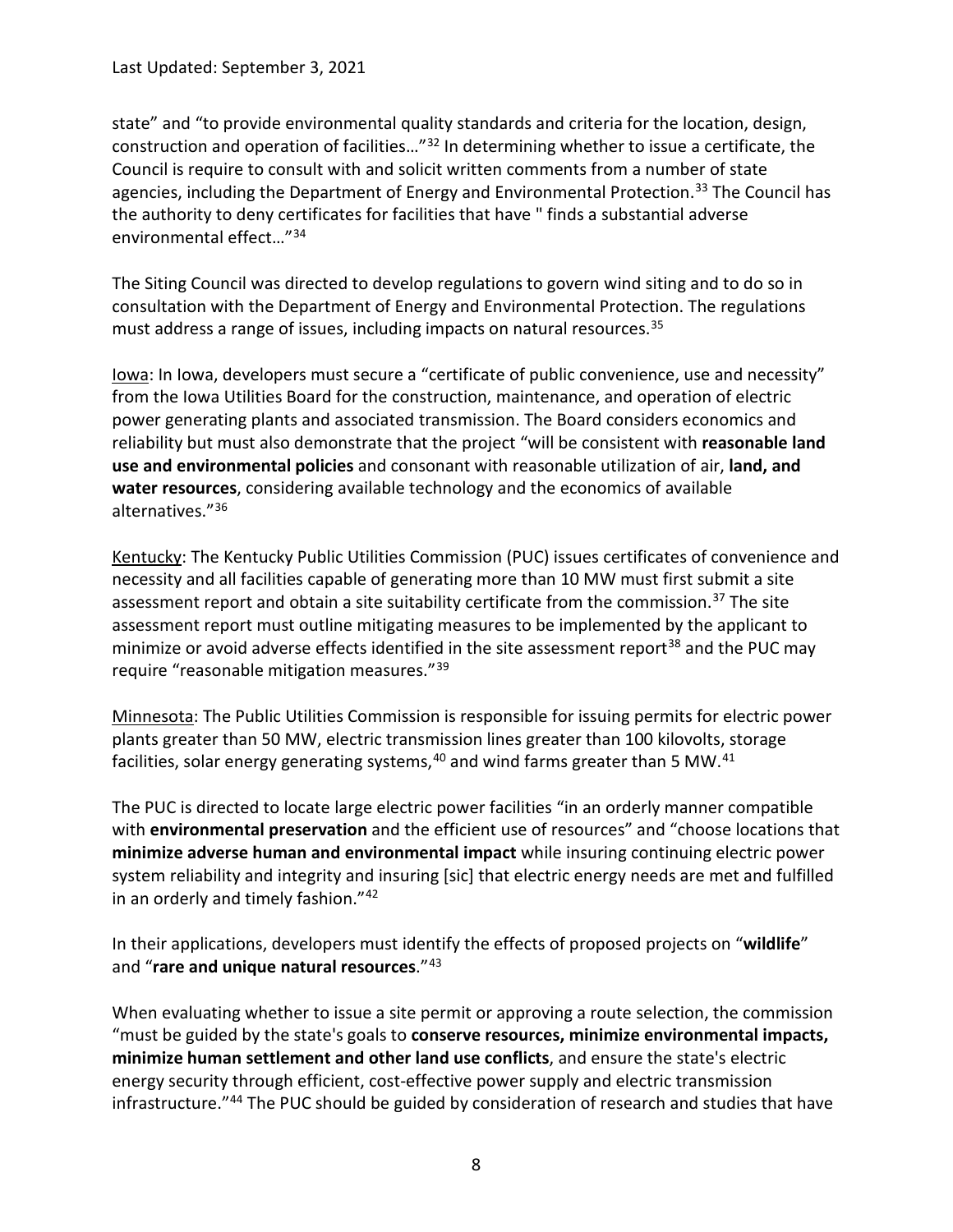state" and "to provide environmental quality standards and criteria for the location, design, construction and operation of facilities…"[32] In determining whether to issue a certificate, the Council is require to consult with and solicit written comments from a number of state agencies, including the Department of Energy and Environmental Protection.[33] The Council has the authority to deny certificates for facilities that have " finds a substantial adverse environmental effect…"[34]

The Siting Council was directed to develop regulations to govern wind siting and to do so in consultation with the Department of Energy and Environmental Protection. The regulations must address a range of issues, including impacts on natural resources.[35]

Iowa: In Iowa, developers must secure a "certificate of public convenience, use and necessity" from the Iowa Utilities Board for the construction, maintenance, and operation of electric power generating plants and associated transmission. The Board considers economics and reliability but must also demonstrate that the project "will be consistent with **reasonable land use and environmental policies** and consonant with reasonable utilization of air, **land, and water resources**, considering available technology and the economics of available alternatives."[36]

Kentucky: The Kentucky Public Utilities Commission (PUC) issues certificates of convenience and necessity and all facilities capable of generating more than 10 MW must first submit a site assessment report and obtain a site suitability certificate from the commission.[37] The site assessment report must outline mitigating measures to be implemented by the applicant to minimize or avoid adverse effects identified in the site assessment report[38] and the PUC may require "reasonable mitigation measures."[39]

Minnesota: The Public Utilities Commission is responsible for issuing permits for electric power plants greater than 50 MW, electric transmission lines greater than 100 kilovolts, storage facilities, solar energy generating systems,[40] and wind farms greater than 5 MW.[41]

The PUC is directed to locate large electric power facilities "in an orderly manner compatible with **environmental preservation** and the efficient use of resources" and "choose locations that **minimize adverse human and environmental impact** while insuring continuing electric power system reliability and integrity and insuring [sic] that electric energy needs are met and fulfilled in an orderly and timely fashion."[42]

In their applications, developers must identify the effects of proposed projects on "**wildlife**" and "**rare and unique natural resources**."[43]

When evaluating whether to issue a site permit or approving a route selection, the commission "must be guided by the state's goals to **conserve resources, minimize environmental impacts, minimize human settlement and other land use conflicts**, and ensure the state's electric energy security through efficient, cost-effective power supply and electric transmission infrastructure."[44] The PUC should be guided by consideration of research and studies that have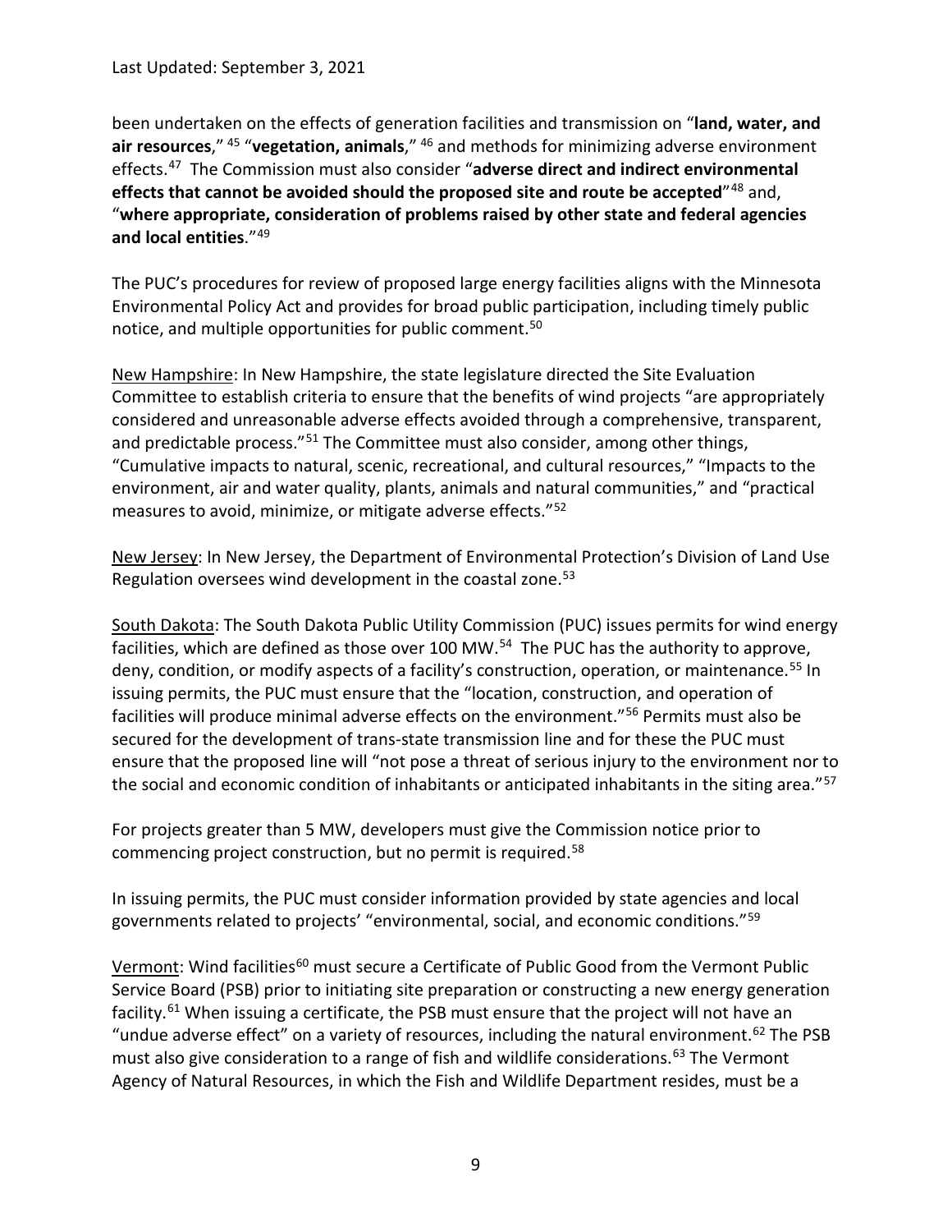been undertaken on the effects of generation facilities and transmission on "**land, water, and air resources**," [45] "**vegetation, animals**," [46] and methods for minimizing adverse environment effects.[47] The Commission must also consider "**adverse direct and indirect environmental effects that cannot be avoided should the proposed site and route be accepted**"[48] and, "**where appropriate, consideration of problems raised by other state and federal agencies and local entities**."[49]

The PUC's procedures for review of proposed large energy facilities aligns with the Minnesota Environmental Policy Act and provides for broad public participation, including timely public notice, and multiple opportunities for public comment.[50]

New Hampshire: In New Hampshire, the state legislature directed the Site Evaluation Committee to establish criteria to ensure that the benefits of wind projects "are appropriately considered and unreasonable adverse effects avoided through a comprehensive, transparent, and predictable process."[51] The Committee must also consider, among other things, "Cumulative impacts to natural, scenic, recreational, and cultural resources," "Impacts to the environment, air and water quality, plants, animals and natural communities," and "practical measures to avoid, minimize, or mitigate adverse effects."[52]

New Jersey: In New Jersey, the Department of Environmental Protection's Division of Land Use Regulation oversees wind development in the coastal zone.[53]

South Dakota: The South Dakota Public Utility Commission (PUC) issues permits for wind energy facilities, which are defined as those over 100 MW.[54] The PUC has the authority to approve, deny, condition, or modify aspects of a facility's construction, operation, or maintenance.[55] In issuing permits, the PUC must ensure that the "location, construction, and operation of facilities will produce minimal adverse effects on the environment."[56] Permits must also be secured for the development of trans-state transmission line and for these the PUC must ensure that the proposed line will "not pose a threat of serious injury to the environment nor to the social and economic condition of inhabitants or anticipated inhabitants in the siting area."[57]

For projects greater than 5 MW, developers must give the Commission notice prior to commencing project construction, but no permit is required.[58]

In issuing permits, the PUC must consider information provided by state agencies and local governments related to projects' "environmental, social, and economic conditions."[59]

Vermont: Wind facilities[60] must secure a Certificate of Public Good from the Vermont Public Service Board (PSB) prior to initiating site preparation or constructing a new energy generation facility.[61] When issuing a certificate, the PSB must ensure that the project will not have an "undue adverse effect" on a variety of resources, including the natural environment.[62] The PSB must also give consideration to a range of fish and wildlife considerations.[63] The Vermont Agency of Natural Resources, in which the Fish and Wildlife Department resides, must be a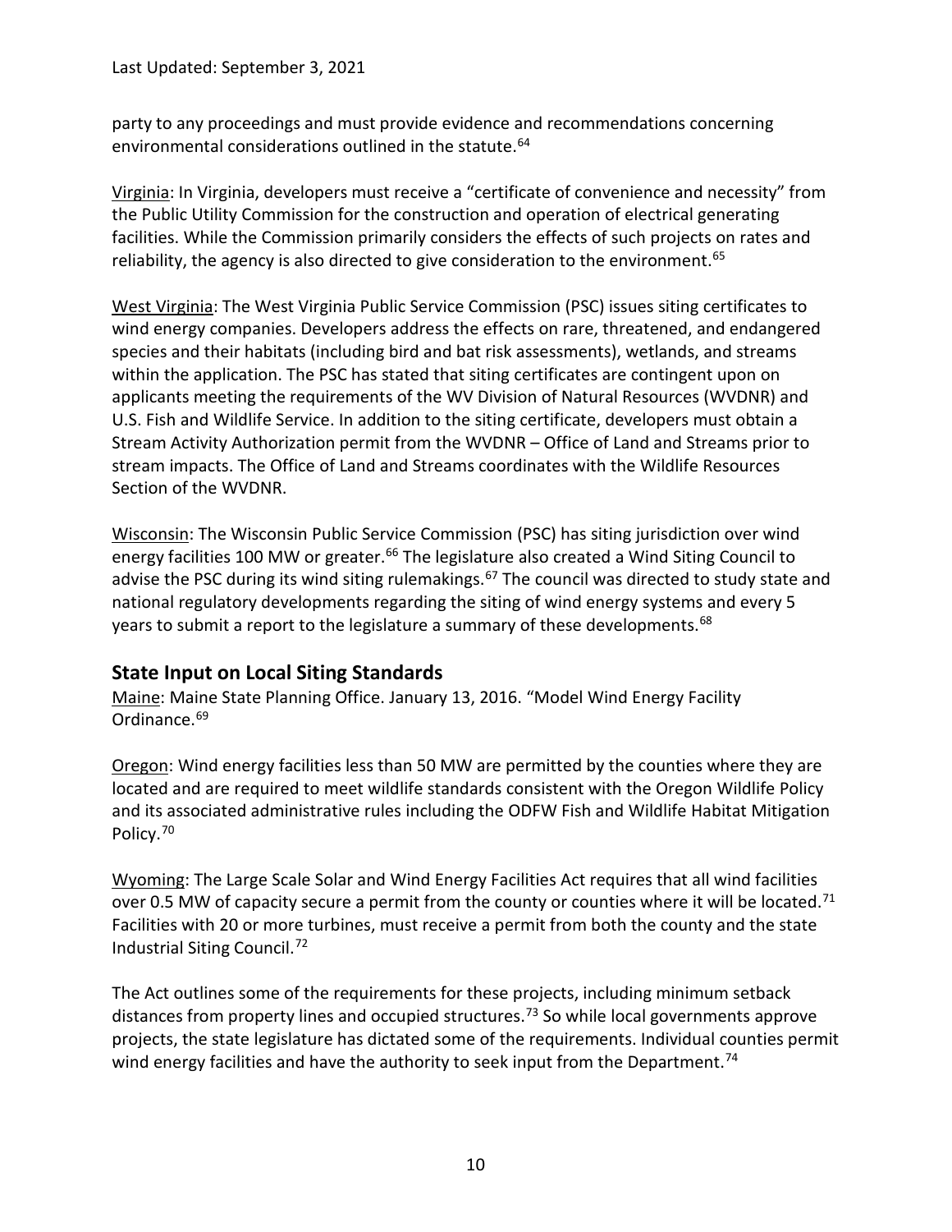party to any proceedings and must provide evidence and recommendations concerning environmental considerations outlined in the statute.[64]

Virginia: In Virginia, developers must receive a "certificate of convenience and necessity" from the Public Utility Commission for the construction and operation of electrical generating facilities. While the Commission primarily considers the effects of such projects on rates and reliability, the agency is also directed to give consideration to the environment.[65]

West Virginia: The West Virginia Public Service Commission (PSC) issues siting certificates to wind energy companies. Developers address the effects on rare, threatened, and endangered species and their habitats (including bird and bat risk assessments), wetlands, and streams within the application. The PSC has stated that siting certificates are contingent upon on applicants meeting the requirements of the WV Division of Natural Resources (WVDNR) and U.S. Fish and Wildlife Service. In addition to the siting certificate, developers must obtain a Stream Activity Authorization permit from the WVDNR – Office of Land and Streams prior to stream impacts. The Office of Land and Streams coordinates with the Wildlife Resources Section of the WVDNR.

Wisconsin: The Wisconsin Public Service Commission (PSC) has siting jurisdiction over wind energy facilities 100 MW or greater.[66] The legislature also created a Wind Siting Council to advise the PSC during its wind siting rulemakings.[67] The council was directed to study state and national regulatory developments regarding the siting of wind energy systems and every 5 years to submit a report to the legislature a summary of these developments.[68]

## State Input on Local Siting Standards

Maine: Maine State Planning Office. January 13, 2016. "Model Wind Energy Facility Ordinance.[69]

Oregon: Wind energy facilities less than 50 MW are permitted by the counties where they are located and are required to meet wildlife standards consistent with the Oregon Wildlife Policy and its associated administrative rules including the ODFW Fish and Wildlife Habitat Mitigation Policy.[70]

Wyoming: The Large Scale Solar and Wind Energy Facilities Act requires that all wind facilities over 0.5 MW of capacity secure a permit from the county or counties where it will be located.[71] Facilities with 20 or more turbines, must receive a permit from both the county and the state Industrial Siting Council.[72]

The Act outlines some of the requirements for these projects, including minimum setback distances from property lines and occupied structures.[73] So while local governments approve projects, the state legislature has dictated some of the requirements. Individual counties permit wind energy facilities and have the authority to seek input from the Department.[74]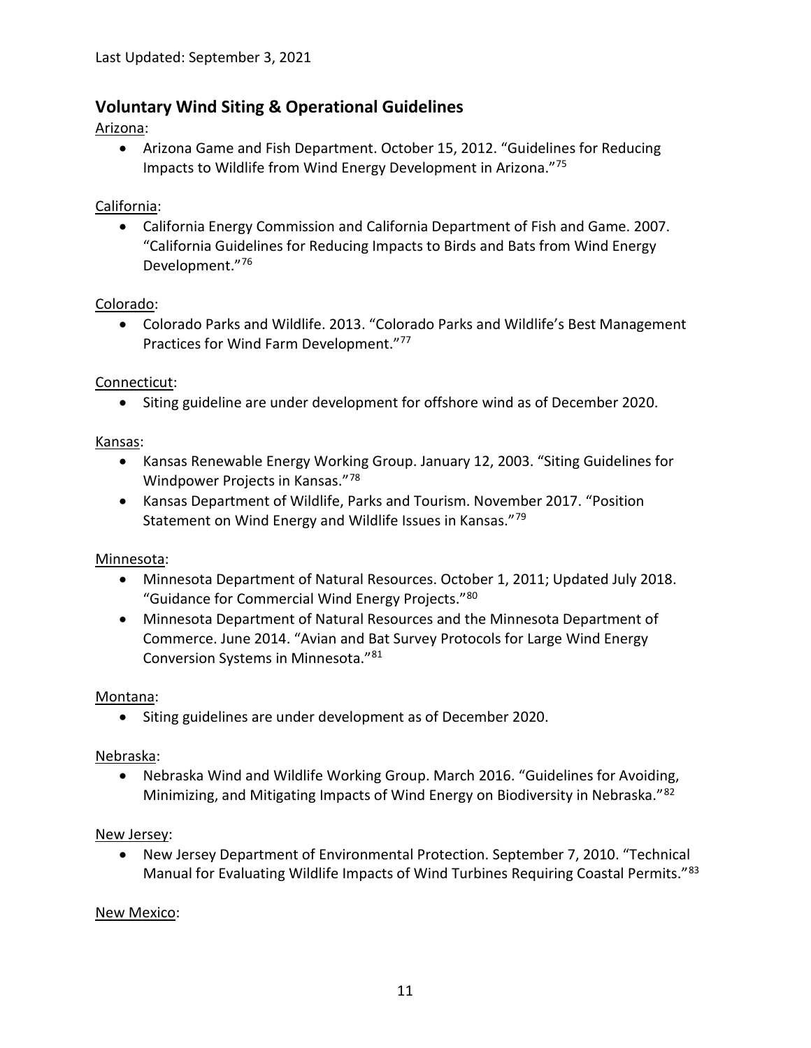Last Updated: September 3, 2021

## Voluntary Wind Siting & Operational Guidelines

Arizona:

- Arizona Game and Fish Department. October 15, 2012. "Guidelines for Reducing Impacts to Wildlife from Wind Energy Development in Arizona."[75]

California:

- California Energy Commission and California Department of Fish and Game. 2007. "California Guidelines for Reducing Impacts to Birds and Bats from Wind Energy Development."[76]

Colorado:

- Colorado Parks and Wildlife. 2013. "Colorado Parks and Wildlife's Best Management Practices for Wind Farm Development."[77]

Connecticut:

- Siting guideline are under development for offshore wind as of December 2020.

Kansas:

- Kansas Renewable Energy Working Group. January 12, 2003. "Siting Guidelines for Windpower Projects in Kansas."[78]
- Kansas Department of Wildlife, Parks and Tourism. November 2017. "Position Statement on Wind Energy and Wildlife Issues in Kansas."[79]

Minnesota:

- Minnesota Department of Natural Resources. October 1, 2011; Updated July 2018. "Guidance for Commercial Wind Energy Projects."[80]
- Minnesota Department of Natural Resources and the Minnesota Department of Commerce. June 2014. "Avian and Bat Survey Protocols for Large Wind Energy Conversion Systems in Minnesota."[81]

Montana:

- Siting guidelines are under development as of December 2020.

Nebraska:

- Nebraska Wind and Wildlife Working Group. March 2016. "Guidelines for Avoiding, Minimizing, and Mitigating Impacts of Wind Energy on Biodiversity in Nebraska."[82]

New Jersey:

- New Jersey Department of Environmental Protection. September 7, 2010. "Technical Manual for Evaluating Wildlife Impacts of Wind Turbines Requiring Coastal Permits."[83]

New Mexico: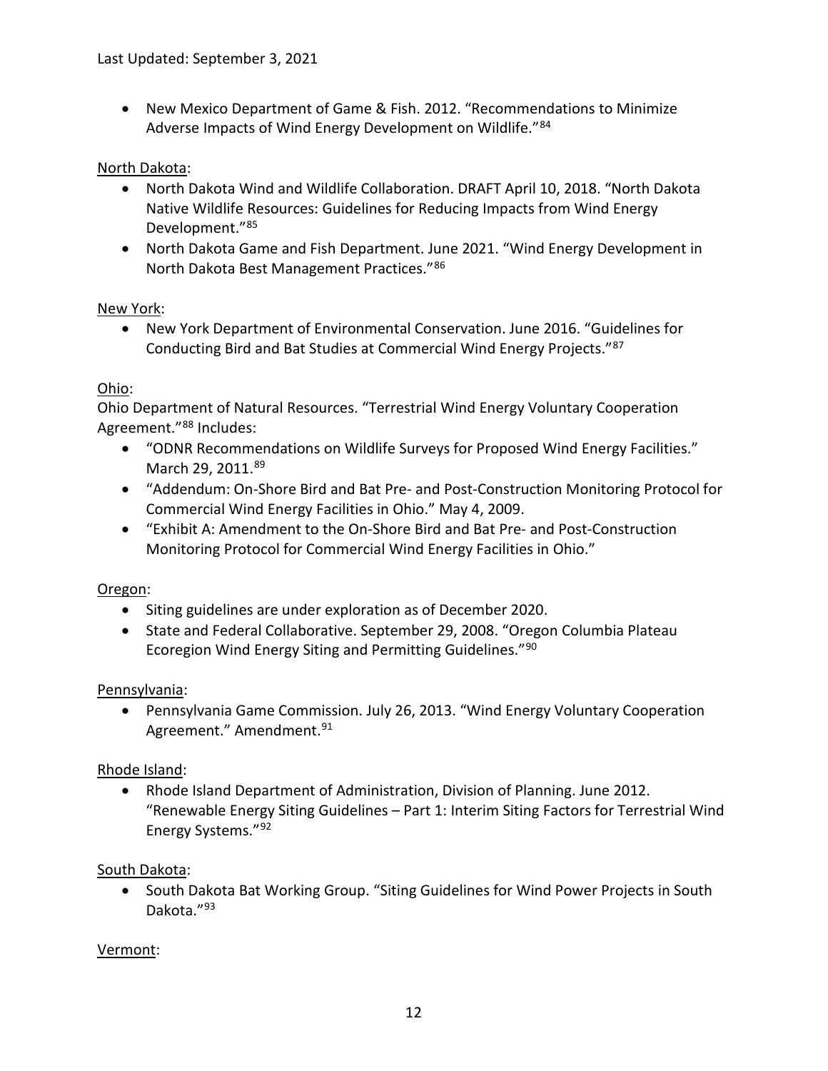- New Mexico Department of Game & Fish. 2012. "Recommendations to Minimize Adverse Impacts of Wind Energy Development on Wildlife."[84]

North Dakota:

- North Dakota Wind and Wildlife Collaboration. DRAFT April 10, 2018. "North Dakota Native Wildlife Resources: Guidelines for Reducing Impacts from Wind Energy Development."[85]
- North Dakota Game and Fish Department. June 2021. "Wind Energy Development in North Dakota Best Management Practices."[86]

New York:

- New York Department of Environmental Conservation. June 2016. "Guidelines for Conducting Bird and Bat Studies at Commercial Wind Energy Projects."[87]

Ohio:

Ohio Department of Natural Resources. "Terrestrial Wind Energy Voluntary Cooperation Agreement."[88] Includes:

- "ODNR Recommendations on Wildlife Surveys for Proposed Wind Energy Facilities." March 29, 2011.[89]
- "Addendum: On-Shore Bird and Bat Pre- and Post-Construction Monitoring Protocol for Commercial Wind Energy Facilities in Ohio." May 4, 2009.
- "Exhibit A: Amendment to the On-Shore Bird and Bat Pre- and Post-Construction Monitoring Protocol for Commercial Wind Energy Facilities in Ohio."

Oregon:

- Siting guidelines are under exploration as of December 2020.
- State and Federal Collaborative. September 29, 2008. "Oregon Columbia Plateau Ecoregion Wind Energy Siting and Permitting Guidelines."[90]

Pennsylvania:

- Pennsylvania Game Commission. July 26, 2013. "Wind Energy Voluntary Cooperation Agreement." Amendment.[91]

Rhode Island:

- Rhode Island Department of Administration, Division of Planning. June 2012. "Renewable Energy Siting Guidelines – Part 1: Interim Siting Factors for Terrestrial Wind Energy Systems."[92]

South Dakota:

- South Dakota Bat Working Group. "Siting Guidelines for Wind Power Projects in South Dakota."[93]

Vermont: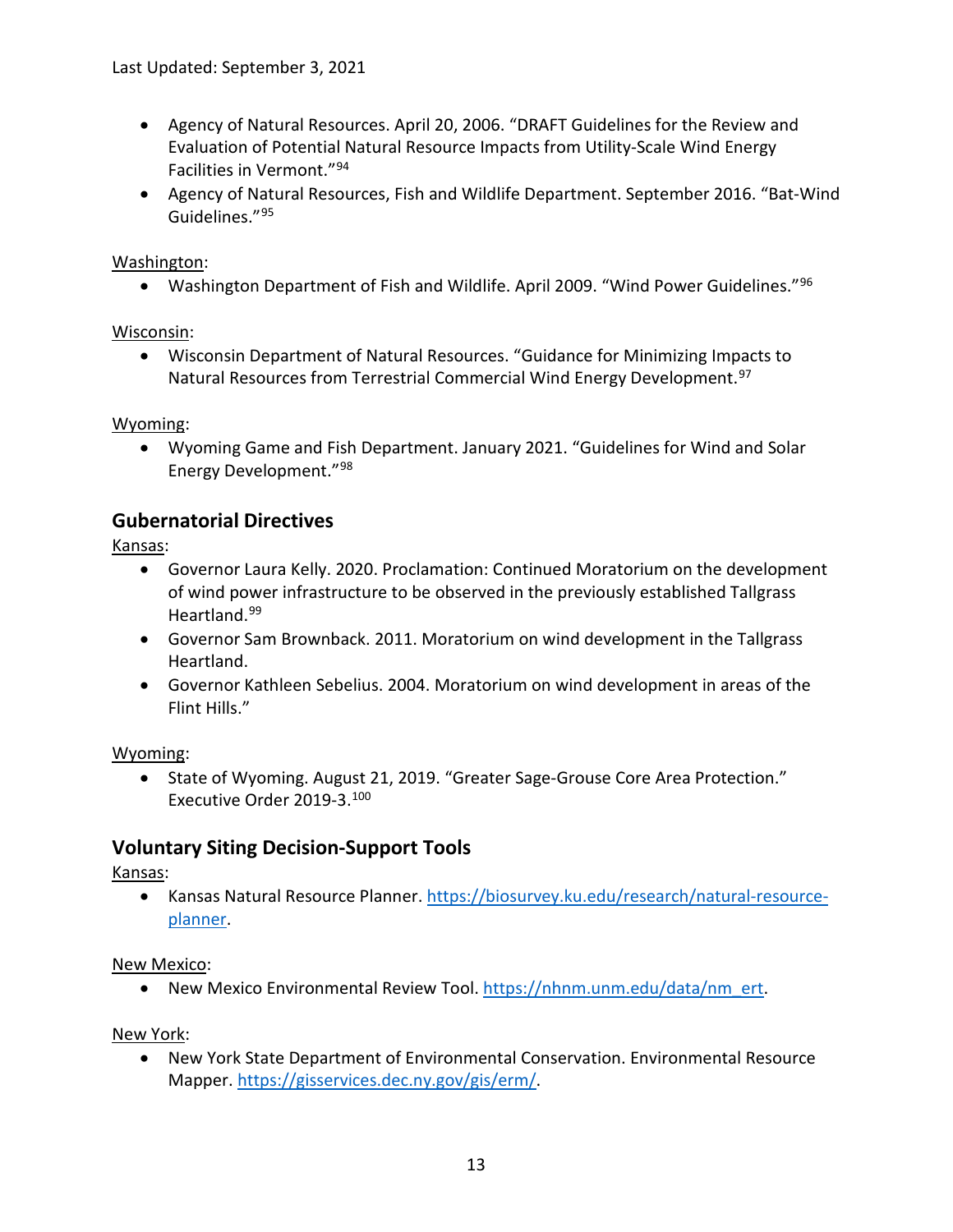- Agency of Natural Resources. April 20, 2006. "DRAFT Guidelines for the Review and Evaluation of Potential Natural Resource Impacts from Utility-Scale Wind Energy Facilities in Vermont."[94]
- Agency of Natural Resources, Fish and Wildlife Department. September 2016. "Bat-Wind Guidelines."[95]

Washington:

- Washington Department of Fish and Wildlife. April 2009. "Wind Power Guidelines."[96]

Wisconsin:

- Wisconsin Department of Natural Resources. "Guidance for Minimizing Impacts to Natural Resources from Terrestrial Commercial Wind Energy Development.[97]

Wyoming:

- Wyoming Game and Fish Department. January 2021. "Guidelines for Wind and Solar Energy Development."[98]

## Gubernatorial Directives

Kansas:

- Governor Laura Kelly. 2020. Proclamation: Continued Moratorium on the development of wind power infrastructure to be observed in the previously established Tallgrass Heartland.[99]
- Governor Sam Brownback. 2011. Moratorium on wind development in the Tallgrass Heartland.
- Governor Kathleen Sebelius. 2004. Moratorium on wind development in areas of the Flint Hills."

Wyoming:

- State of Wyoming. August 21, 2019. "Greater Sage-Grouse Core Area Protection." Executive Order 2019-3.[100]

## Voluntary Siting Decision-Support Tools

Kansas:

- Kansas Natural Resource Planner. https://biosurvey.ku.edu/research/natural-resource-planner.

New Mexico:

- New Mexico Environmental Review Tool. https://nhnm.unm.edu/data/nm_ert.

New York:

- New York State Department of Environmental Conservation. Environmental Resource Mapper. https://gisservices.dec.ny.gov/gis/erm/.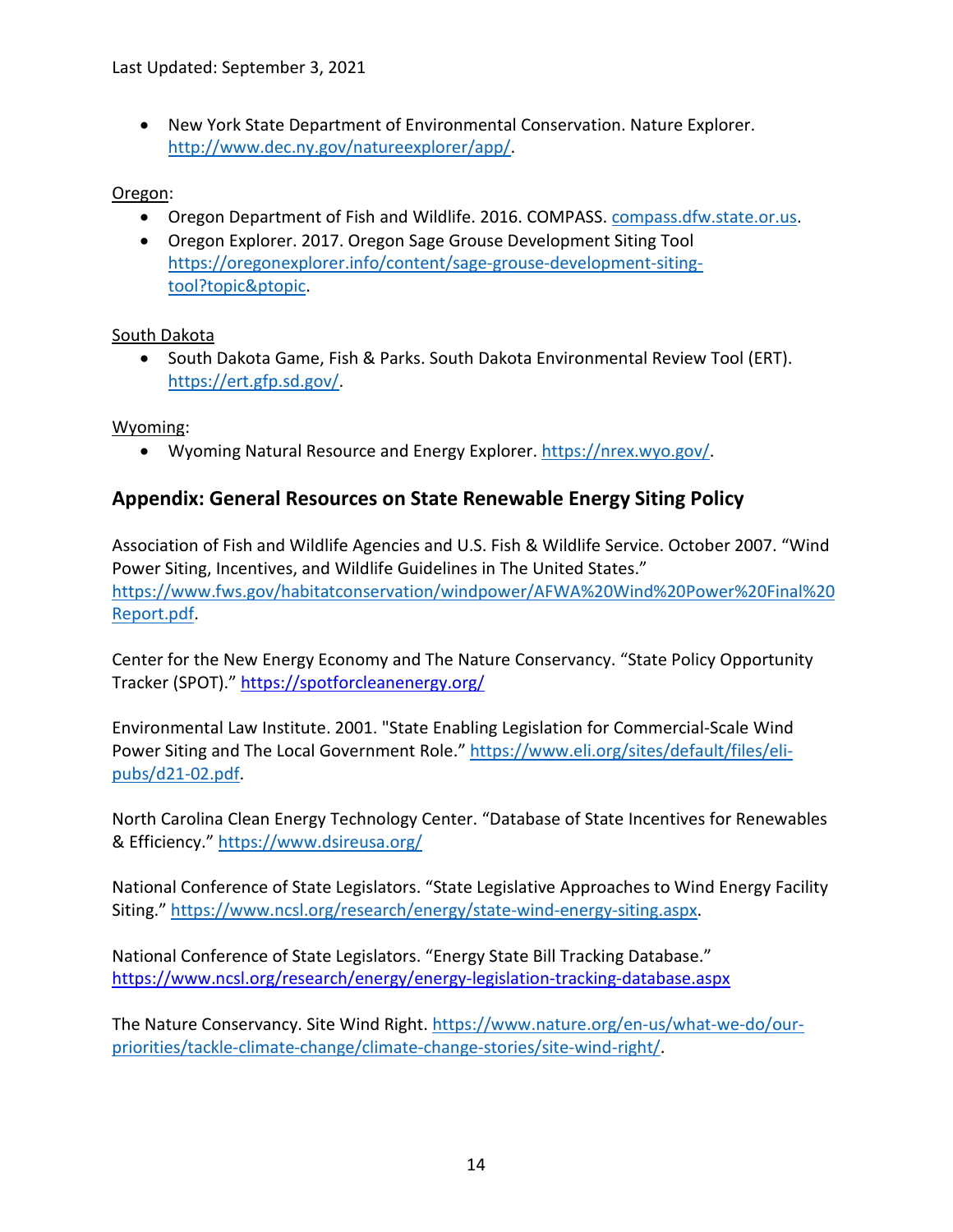- New York State Department of Environmental Conservation. Nature Explorer. http://www.dec.ny.gov/natureexplorer/app/.

Oregon:

- Oregon Department of Fish and Wildlife. 2016. COMPASS. compass.dfw.state.or.us.
- Oregon Explorer. 2017. Oregon Sage Grouse Development Siting Tool https://oregonexplorer.info/content/sage-grouse-development-siting-tool?topic&ptopic.

South Dakota

- South Dakota Game, Fish & Parks. South Dakota Environmental Review Tool (ERT). https://ert.gfp.sd.gov/.

Wyoming:

- Wyoming Natural Resource and Energy Explorer. https://nrex.wyo.gov/.

## Appendix: General Resources on State Renewable Energy Siting Policy

Association of Fish and Wildlife Agencies and U.S. Fish & Wildlife Service. October 2007. "Wind Power Siting, Incentives, and Wildlife Guidelines in The United States." https://www.fws.gov/habitatconservation/windpower/AFWA%20Wind%20Power%20Final%20Report.pdf.

Center for the New Energy Economy and The Nature Conservancy. "State Policy Opportunity Tracker (SPOT)." https://spotforcleanenergy.org/

Environmental Law Institute. 2001. "State Enabling Legislation for Commercial-Scale Wind Power Siting and The Local Government Role." https://www.eli.org/sites/default/files/eli-pubs/d21-02.pdf.

North Carolina Clean Energy Technology Center. "Database of State Incentives for Renewables & Efficiency." https://www.dsireusa.org/

National Conference of State Legislators. "State Legislative Approaches to Wind Energy Facility Siting." https://www.ncsl.org/research/energy/state-wind-energy-siting.aspx.

National Conference of State Legislators. "Energy State Bill Tracking Database." https://www.ncsl.org/research/energy/energy-legislation-tracking-database.aspx

The Nature Conservancy. Site Wind Right. https://www.nature.org/en-us/what-we-do/our-priorities/tackle-climate-change/climate-change-stories/site-wind-right/.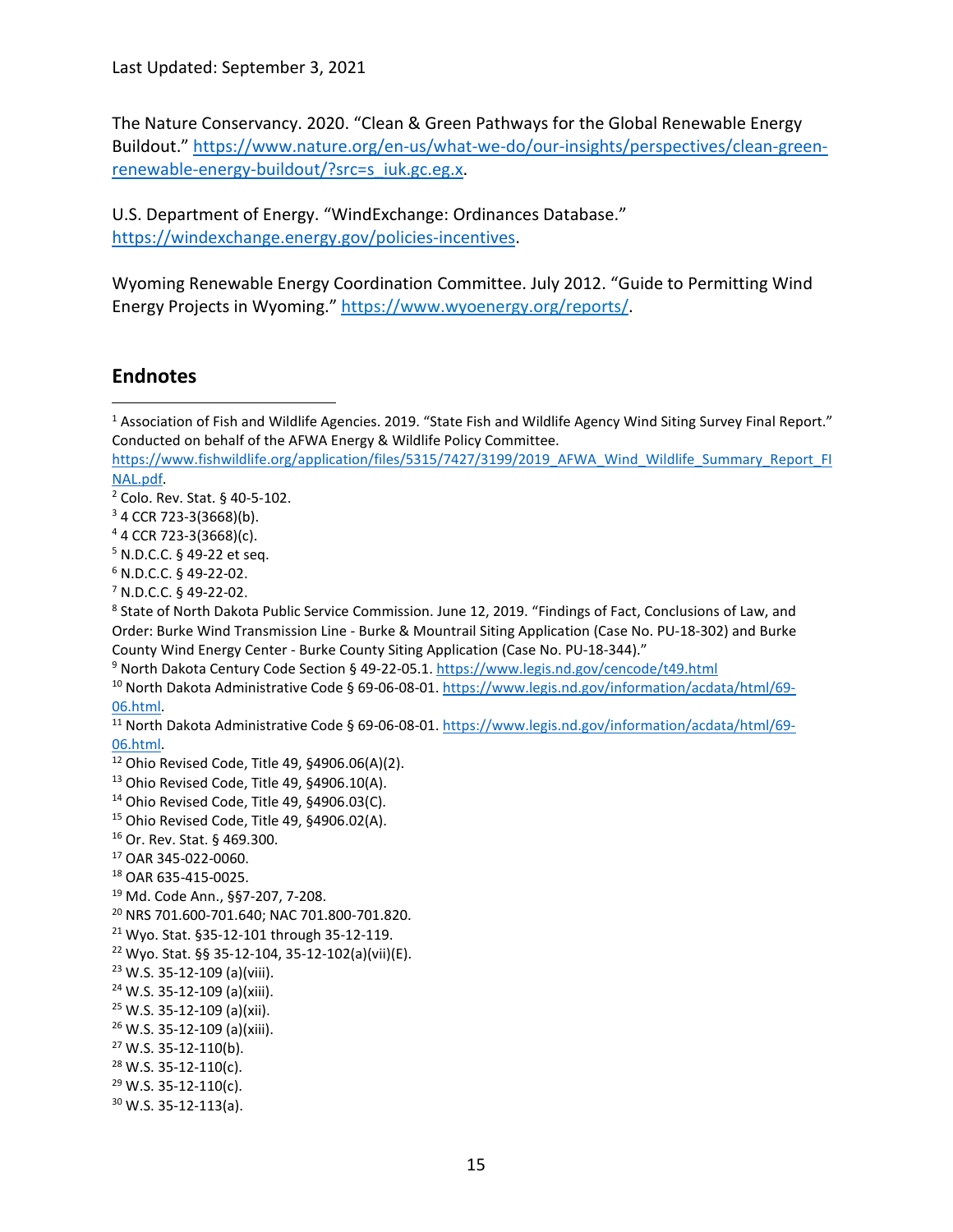Last Updated: September 3, 2021

The Nature Conservancy. 2020. "Clean & Green Pathways for the Global Renewable Energy Buildout." https://www.nature.org/en-us/what-we-do/our-insights/perspectives/clean-green-renewable-energy-buildout/?src=s_iuk.gc.eg.x.

U.S. Department of Energy. "WindExchange: Ordinances Database." https://windexchange.energy.gov/policies-incentives.

Wyoming Renewable Energy Coordination Committee. July 2012. "Guide to Permitting Wind Energy Projects in Wyoming." https://www.wyoenergy.org/reports/.

## Endnotes

[1] Association of Fish and Wildlife Agencies. 2019. "State Fish and Wildlife Agency Wind Siting Survey Final Report." Conducted on behalf of the AFWA Energy & Wildlife Policy Committee. https://www.fishwildlife.org/application/files/5315/7427/3199/2019_AFWA_Wind_Wildlife_Summary_Report_FINAL.pdf.

[2] Colo. Rev. Stat. § 40-5-102.

[3] 4 CCR 723-3(3668)(b).

[4] 4 CCR 723-3(3668)(c).

[5] N.D.C.C. § 49-22 et seq.

[6] N.D.C.C. § 49-22-02.

[7] N.D.C.C. § 49-22-02.

[8] State of North Dakota Public Service Commission. June 12, 2019. "Findings of Fact, Conclusions of Law, and Order: Burke Wind Transmission Line - Burke & Mountrail Siting Application (Case No. PU-18-302) and Burke County Wind Energy Center - Burke County Siting Application (Case No. PU-18-344)."

[9] North Dakota Century Code Section § 49-22-05.1. https://www.legis.nd.gov/cencode/t49.html

[10] North Dakota Administrative Code § 69-06-08-01. https://www.legis.nd.gov/information/acdata/html/69-06.html.

[11] North Dakota Administrative Code § 69-06-08-01. https://www.legis.nd.gov/information/acdata/html/69-06.html.

[12] Ohio Revised Code, Title 49, §4906.06(A)(2).

[13] Ohio Revised Code, Title 49, §4906.10(A).

[14] Ohio Revised Code, Title 49, §4906.03(C).

[15] Ohio Revised Code, Title 49, §4906.02(A).

[16] Or. Rev. Stat. § 469.300.

[17] OAR 345-022-0060.

[18] OAR 635-415-0025.

[19] Md. Code Ann., §§7-207, 7-208.

[20] NRS 701.600-701.640; NAC 701.800-701.820.

[21] Wyo. Stat. §35-12-101 through 35-12-119.

[22] Wyo. Stat. §§ 35-12-104, 35-12-102(a)(vii)(E).

[23] W.S. 35-12-109 (a)(viii).

[24] W.S. 35-12-109 (a)(xiii).

[25] W.S. 35-12-109 (a)(xii).

[26] W.S. 35-12-109 (a)(xiii).

[27] W.S. 35-12-110(b).

[28] W.S. 35-12-110(c).

[29] W.S. 35-12-110(c).

[30] W.S. 35-12-113(a).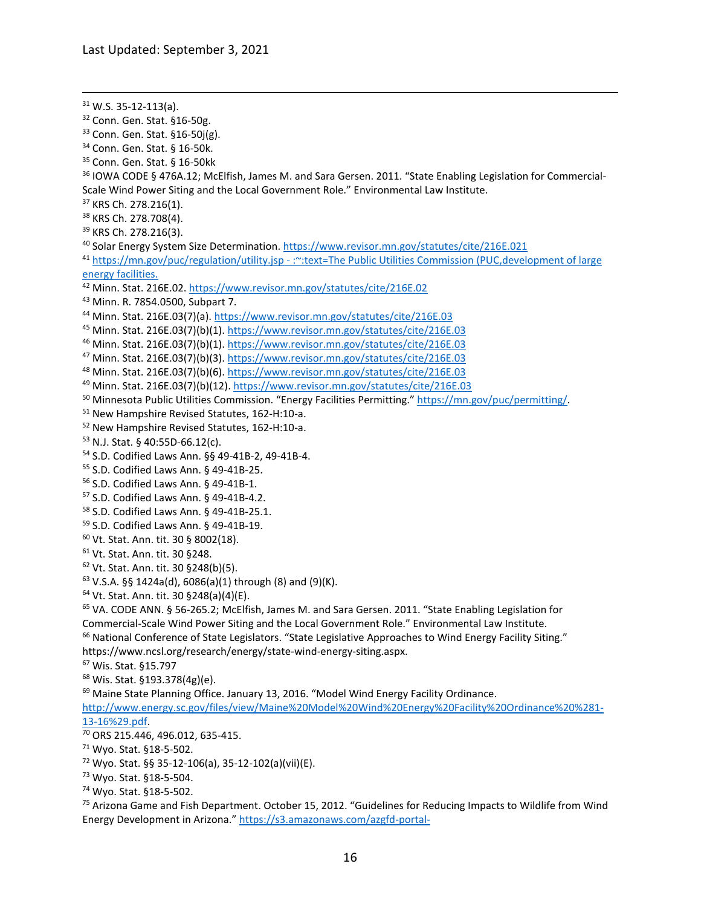[31] W.S. 35-12-113(a).
[32] Conn. Gen. Stat. §16-50g.
[33] Conn. Gen. Stat. §16-50j(g).
[34] Conn. Gen. Stat. § 16-50k.
[35] Conn. Gen. Stat. § 16-50kk
[36] IOWA CODE § 476A.12; McElfish, James M. and Sara Gersen. 2011. "State Enabling Legislation for Commercial-Scale Wind Power Siting and the Local Government Role." Environmental Law Institute.
[37] KRS Ch. 278.216(1).
[38] KRS Ch. 278.708(4).
[39] KRS Ch. 278.216(3).
[40] Solar Energy System Size Determination. https://www.revisor.mn.gov/statutes/cite/216E.021
[41] https://mn.gov/puc/regulation/utility.jsp - :~:text=The Public Utilities Commission (PUC,development of large energy facilities.
[42] Minn. Stat. 216E.02. https://www.revisor.mn.gov/statutes/cite/216E.02
[43] Minn. R. 7854.0500, Subpart 7.
[44] Minn. Stat. 216E.03(7)(a). https://www.revisor.mn.gov/statutes/cite/216E.03
[45] Minn. Stat. 216E.03(7)(b)(1). https://www.revisor.mn.gov/statutes/cite/216E.03
[46] Minn. Stat. 216E.03(7)(b)(1). https://www.revisor.mn.gov/statutes/cite/216E.03
[47] Minn. Stat. 216E.03(7)(b)(3). https://www.revisor.mn.gov/statutes/cite/216E.03
[48] Minn. Stat. 216E.03(7)(b)(6). https://www.revisor.mn.gov/statutes/cite/216E.03
[49] Minn. Stat. 216E.03(7)(b)(12). https://www.revisor.mn.gov/statutes/cite/216E.03
[50] Minnesota Public Utilities Commission. "Energy Facilities Permitting." https://mn.gov/puc/permitting/.
[51] New Hampshire Revised Statutes, 162-H:10-a.
[52] New Hampshire Revised Statutes, 162-H:10-a.
[53] N.J. Stat. § 40:55D-66.12(c).
[54] S.D. Codified Laws Ann. §§ 49-41B-2, 49-41B-4.
[55] S.D. Codified Laws Ann. § 49-41B-25.
[56] S.D. Codified Laws Ann. § 49-41B-1.
[57] S.D. Codified Laws Ann. § 49-41B-4.2.
[58] S.D. Codified Laws Ann. § 49-41B-25.1.
[59] S.D. Codified Laws Ann. § 49-41B-19.
[60] Vt. Stat. Ann. tit. 30 § 8002(18).
[61] Vt. Stat. Ann. tit. 30 §248.
[62] Vt. Stat. Ann. tit. 30 §248(b)(5).
[63] V.S.A. §§ 1424a(d), 6086(a)(1) through (8) and (9)(K).
[64] Vt. Stat. Ann. tit. 30 §248(a)(4)(E).
[65] VA. CODE ANN. § 56-265.2; McElfish, James M. and Sara Gersen. 2011. "State Enabling Legislation for Commercial-Scale Wind Power Siting and the Local Government Role." Environmental Law Institute.
[66] National Conference of State Legislators. "State Legislative Approaches to Wind Energy Facility Siting." https://www.ncsl.org/research/energy/state-wind-energy-siting.aspx.
[67] Wis. Stat. §15.797
[68] Wis. Stat. §193.378(4g)(e).
[69] Maine State Planning Office. January 13, 2016. "Model Wind Energy Facility Ordinance. http://www.energy.sc.gov/files/view/Maine%20Model%20Wind%20Energy%20Facility%20Ordinance%20%281-13-16%29.pdf.
[70] ORS 215.446, 496.012, 635-415.
[71] Wyo. Stat. §18-5-502.
[72] Wyo. Stat. §§ 35-12-106(a), 35-12-102(a)(vii)(E).
[73] Wyo. Stat. §18-5-504.
[74] Wyo. Stat. §18-5-502.
[75] Arizona Game and Fish Department. October 15, 2012. "Guidelines for Reducing Impacts to Wildlife from Wind Energy Development in Arizona." https://s3.amazonaws.com/azgfd-portal-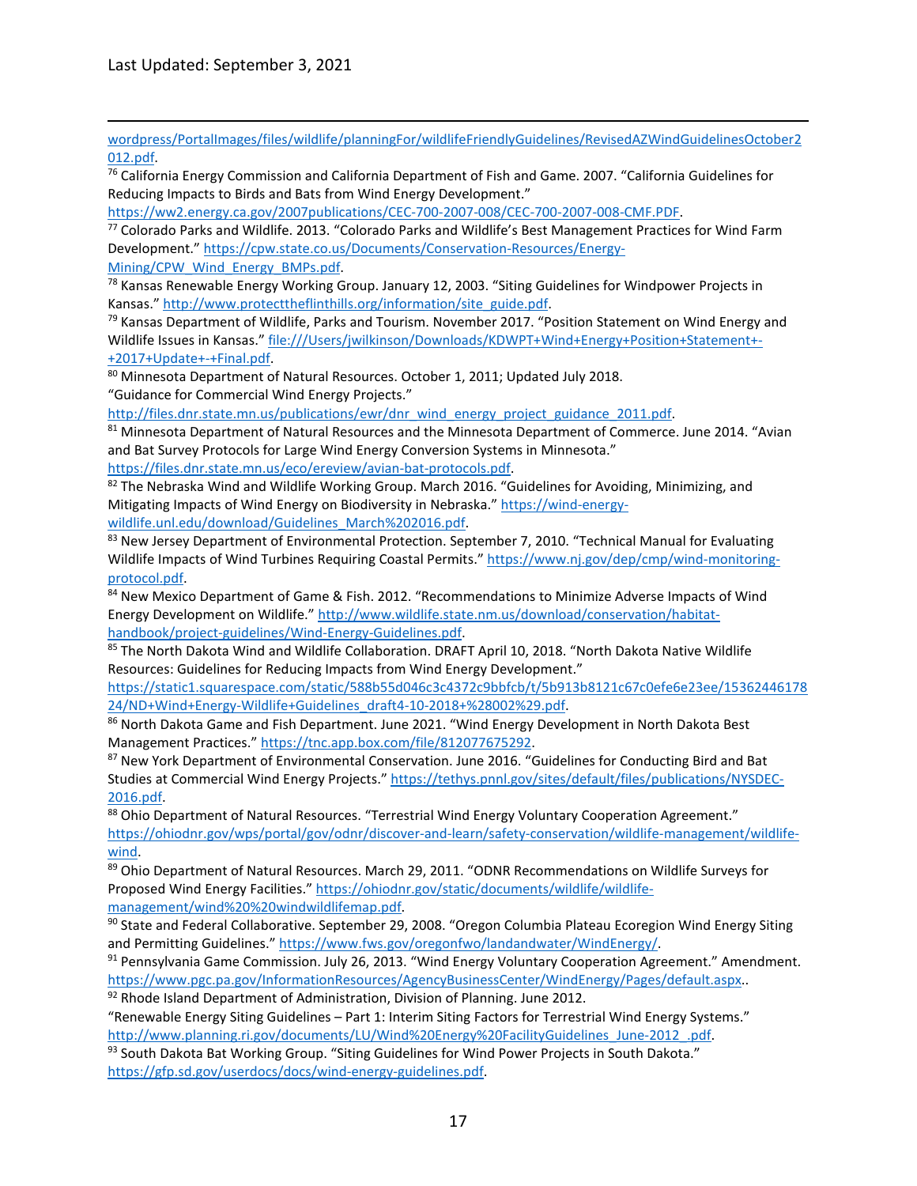wordpress/PortalImages/files/wildlife/planningFor/wildlifeFriendlyGuidelines/RevisedAZWindGuidelinesOctober2012.pdf.

[76] California Energy Commission and California Department of Fish and Game. 2007. "California Guidelines for Reducing Impacts to Birds and Bats from Wind Energy Development." https://ww2.energy.ca.gov/2007publications/CEC-700-2007-008/CEC-700-2007-008-CMF.PDF.

[77] Colorado Parks and Wildlife. 2013. "Colorado Parks and Wildlife's Best Management Practices for Wind Farm Development." https://cpw.state.co.us/Documents/Conservation-Resources/Energy-Mining/CPW_Wind_Energy_BMPs.pdf.

[78] Kansas Renewable Energy Working Group. January 12, 2003. "Siting Guidelines for Windpower Projects in Kansas." http://www.protecttheflinthills.org/information/site_guide.pdf.

[79] Kansas Department of Wildlife, Parks and Tourism. November 2017. "Position Statement on Wind Energy and Wildlife Issues in Kansas." file:///Users/jwilkinson/Downloads/KDWPT+Wind+Energy+Position+Statement+-+2017+Update+-+Final.pdf.

[80] Minnesota Department of Natural Resources. October 1, 2011; Updated July 2018. "Guidance for Commercial Wind Energy Projects." http://files.dnr.state.mn.us/publications/ewr/dnr_wind_energy_project_guidance_2011.pdf.

[81] Minnesota Department of Natural Resources and the Minnesota Department of Commerce. June 2014. "Avian and Bat Survey Protocols for Large Wind Energy Conversion Systems in Minnesota." https://files.dnr.state.mn.us/eco/ereview/avian-bat-protocols.pdf.

[82] The Nebraska Wind and Wildlife Working Group. March 2016. "Guidelines for Avoiding, Minimizing, and Mitigating Impacts of Wind Energy on Biodiversity in Nebraska." https://wind-energy-wildlife.unl.edu/download/Guidelines_March%202016.pdf.

[83] New Jersey Department of Environmental Protection. September 7, 2010. "Technical Manual for Evaluating Wildlife Impacts of Wind Turbines Requiring Coastal Permits." https://www.nj.gov/dep/cmp/wind-monitoring-protocol.pdf.

[84] New Mexico Department of Game & Fish. 2012. "Recommendations to Minimize Adverse Impacts of Wind Energy Development on Wildlife." http://www.wildlife.state.nm.us/download/conservation/habitat-handbook/project-guidelines/Wind-Energy-Guidelines.pdf.

[85] The North Dakota Wind and Wildlife Collaboration. DRAFT April 10, 2018. "North Dakota Native Wildlife Resources: Guidelines for Reducing Impacts from Wind Energy Development." https://static1.squarespace.com/static/588b55d046c3c4372c9bbfcb/t/5b913b8121c67c0efe6e23ee/1536244617824/ND+Wind+Energy-Wildlife+Guidelines_draft4-10-2018+%28002%29.pdf.

[86] North Dakota Game and Fish Department. June 2021. "Wind Energy Development in North Dakota Best Management Practices." https://tnc.app.box.com/file/812077675292.

[87] New York Department of Environmental Conservation. June 2016. "Guidelines for Conducting Bird and Bat Studies at Commercial Wind Energy Projects." https://tethys.pnnl.gov/sites/default/files/publications/NYSDEC-2016.pdf.

[88] Ohio Department of Natural Resources. "Terrestrial Wind Energy Voluntary Cooperation Agreement." https://ohiodnr.gov/wps/portal/gov/odnr/discover-and-learn/safety-conservation/wildlife-management/wildlife-wind.

[89] Ohio Department of Natural Resources. March 29, 2011. "ODNR Recommendations on Wildlife Surveys for Proposed Wind Energy Facilities." https://ohiodnr.gov/static/documents/wildlife/wildlife-management/wind%20%20windwildlifemap.pdf.

[90] State and Federal Collaborative. September 29, 2008. "Oregon Columbia Plateau Ecoregion Wind Energy Siting and Permitting Guidelines." https://www.fws.gov/oregonfwo/landandwater/WindEnergy/.

[91] Pennsylvania Game Commission. July 26, 2013. "Wind Energy Voluntary Cooperation Agreement." Amendment. https://www.pgc.pa.gov/InformationResources/AgencyBusinessCenter/WindEnergy/Pages/default.aspx..

[92] Rhode Island Department of Administration, Division of Planning. June 2012. "Renewable Energy Siting Guidelines – Part 1: Interim Siting Factors for Terrestrial Wind Energy Systems." http://www.planning.ri.gov/documents/LU/Wind%20Energy%20FacilityGuidelines_June-2012_.pdf.

[93] South Dakota Bat Working Group. "Siting Guidelines for Wind Power Projects in South Dakota." https://gfp.sd.gov/userdocs/docs/wind-energy-guidelines.pdf.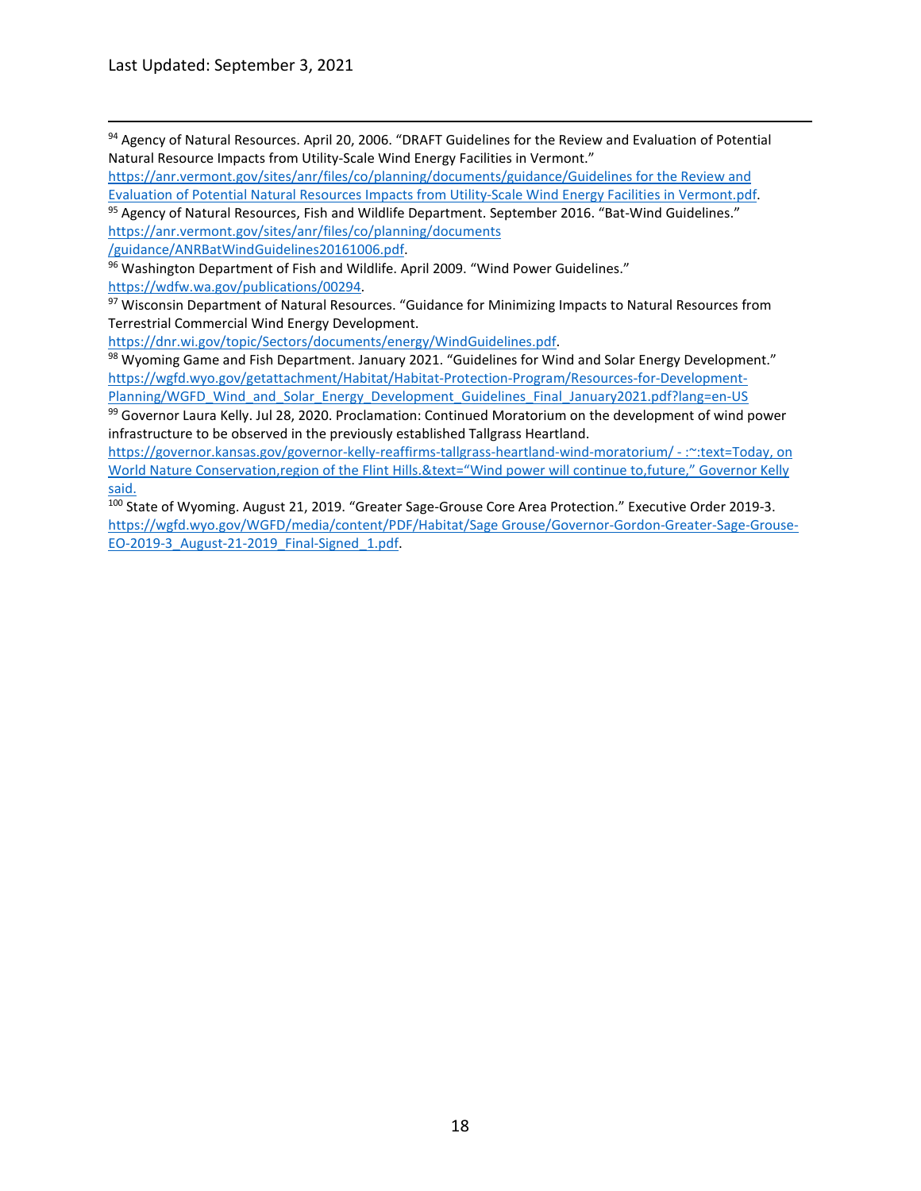[94] Agency of Natural Resources. April 20, 2006. "DRAFT Guidelines for the Review and Evaluation of Potential Natural Resource Impacts from Utility-Scale Wind Energy Facilities in Vermont." https://anr.vermont.gov/sites/anr/files/co/planning/documents/guidance/Guidelines for the Review and Evaluation of Potential Natural Resources Impacts from Utility-Scale Wind Energy Facilities in Vermont.pdf.

[95] Agency of Natural Resources, Fish and Wildlife Department. September 2016. "Bat-Wind Guidelines." https://anr.vermont.gov/sites/anr/files/co/planning/documents /guidance/ANRBatWindGuidelines20161006.pdf.

[96] Washington Department of Fish and Wildlife. April 2009. "Wind Power Guidelines." https://wdfw.wa.gov/publications/00294.

[97] Wisconsin Department of Natural Resources. "Guidance for Minimizing Impacts to Natural Resources from Terrestrial Commercial Wind Energy Development. https://dnr.wi.gov/topic/Sectors/documents/energy/WindGuidelines.pdf.

[98] Wyoming Game and Fish Department. January 2021. "Guidelines for Wind and Solar Energy Development." https://wgfd.wyo.gov/getattachment/Habitat/Habitat-Protection-Program/Resources-for-Development-Planning/WGFD_Wind_and_Solar_Energy_Development_Guidelines_Final_January2021.pdf?lang=en-US

[99] Governor Laura Kelly. Jul 28, 2020. Proclamation: Continued Moratorium on the development of wind power infrastructure to be observed in the previously established Tallgrass Heartland. https://governor.kansas.gov/governor-kelly-reaffirms-tallgrass-heartland-wind-moratorium/ - :~:text=Today, on World Nature Conservation,region of the Flint Hills.&text="Wind power will continue to,future," Governor Kelly said.

[100] State of Wyoming. August 21, 2019. "Greater Sage-Grouse Core Area Protection." Executive Order 2019-3. https://wgfd.wyo.gov/WGFD/media/content/PDF/Habitat/Sage Grouse/Governor-Gordon-Greater-Sage-Grouse-EO-2019-3_August-21-2019_Final-Signed_1.pdf.